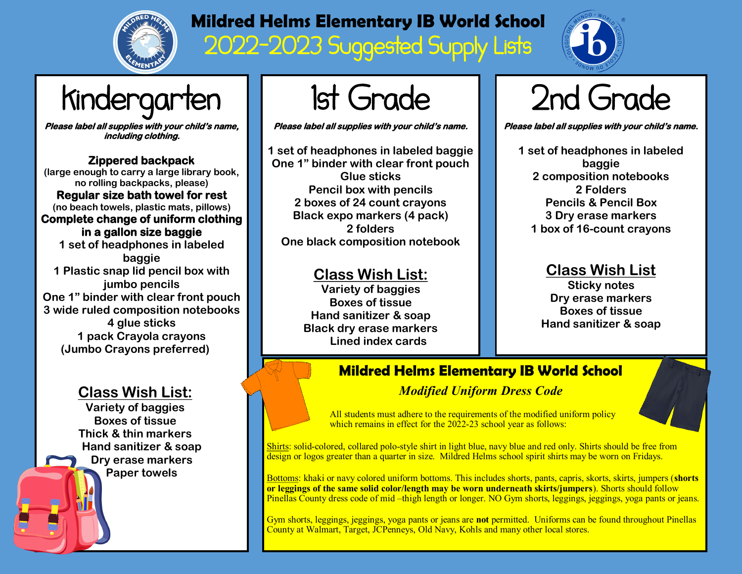# Mildred Helms Elementary IB World School

## 2022-2023 Suggested Supply Lists

## Kindergarten

***Please label all supplies with your child's name, including clothing.***

**Zippered backpack**
(large enough to carry a large library book, no rolling backpacks, please)
**Regular size bath towel for rest**
(no beach towels, plastic mats, pillows)
**Complete change of uniform clothing in a gallon size baggie**
1 set of headphones in labeled baggie
1 Plastic snap lid pencil box with jumbo pencils
One 1" binder with clear front pouch
3 wide ruled composition notebooks
4 glue sticks
1 pack Crayola crayons
(Jumbo Crayons preferred)

### Class Wish List:

Variety of baggies
Boxes of tissue
Thick & thin markers
Hand sanitizer & soap
Dry erase markers
Paper towels

## 1st Grade

***Please label all supplies with your child's name.***

1 set of headphones in labeled baggie
One 1" binder with clear front pouch
Glue sticks
Pencil box with pencils
2 boxes of 24 count crayons
Black expo markers (4 pack)
2 folders
One black composition notebook

### Class Wish List:

Variety of baggies
Boxes of tissue
Hand sanitizer & soap
Black dry erase markers
Lined index cards

## 2nd Grade

***Please label all supplies with your child's name.***

1 set of headphones in labeled baggie
2 composition notebooks
2 Folders
Pencils & Pencil Box
3 Dry erase markers
1 box of 16-count crayons

### Class Wish List

Sticky notes
Dry erase markers
Boxes of tissue
Hand sanitizer & soap

## Mildred Helms Elementary IB World School

***Modified Uniform Dress Code***

All students must adhere to the requirements of the modified uniform policy which remains in effect for the 2022-23 school year as follows:

Shirts: solid-colored, collared polo-style shirt in light blue, navy blue and red only. Shirts should be free from design or logos greater than a quarter in size. Mildred Helms school spirit shirts may be worn on Fridays.

Bottoms: khaki or navy colored uniform bottoms. This includes shorts, pants, capris, skorts, skirts, jumpers (**shorts or leggings of the same solid color/length may be worn underneath skirts/jumpers**). Shorts should follow Pinellas County dress code of mid –thigh length or longer. NO Gym shorts, leggings, jeggings, yoga pants or jeans.

Gym shorts, leggings, jeggings, yoga pants or jeans are **not** permitted. Uniforms can be found throughout Pinellas County at Walmart, Target, JCPenneys, Old Navy, Kohls and many other local stores.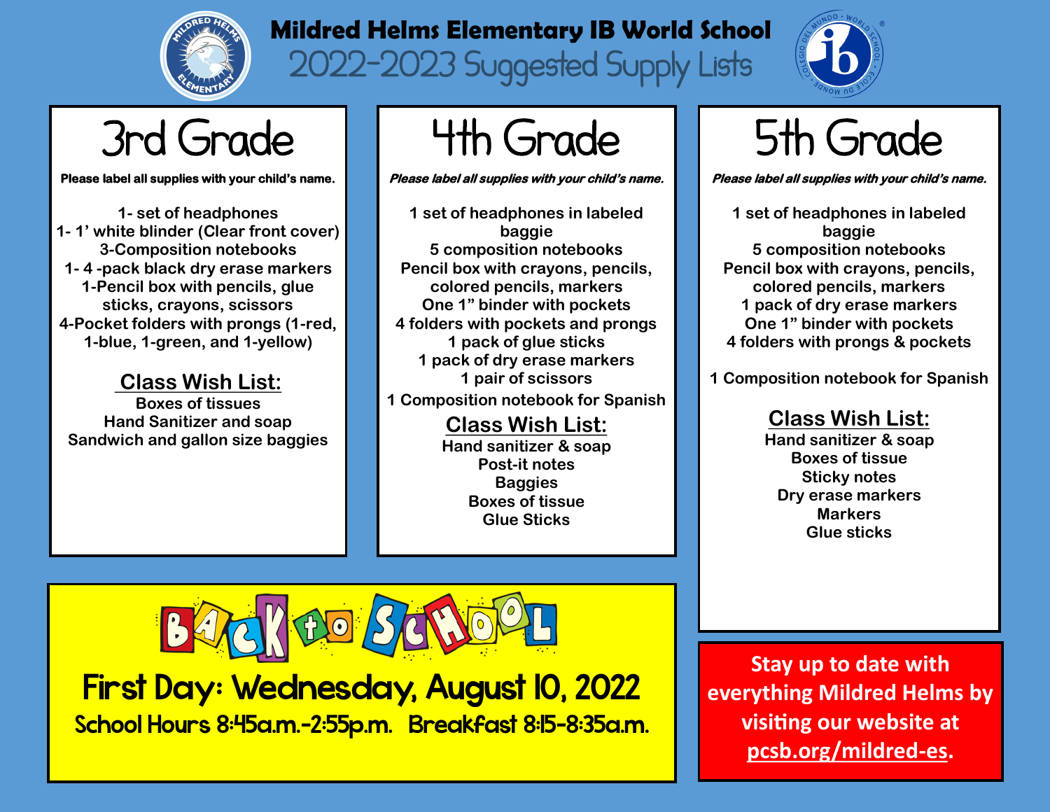# Mildred Helms Elementary IB World School

## 2022-2023 Suggested Supply Lists

## 3rd Grade

**Please label all supplies with your child's name.**

1- set of headphones
1- 1' white blinder (Clear front cover)
3-Composition notebooks
1- 4 -pack black dry erase markers
1-Pencil box with pencils, glue sticks, crayons, scissors
4-Pocket folders with prongs (1-red, 1-blue, 1-green, and 1-yellow)

### Class Wish List:

Boxes of tissues
Hand Sanitizer and soap
Sandwich and gallon size baggies

## 4th Grade

***Please label all supplies with your child's name.***

1 set of headphones in labeled baggie
5 composition notebooks
Pencil box with crayons, pencils, colored pencils, markers
One 1" binder with pockets
4 folders with pockets and prongs
1 pack of glue sticks
1 pack of dry erase markers
1 pair of scissors
1 Composition notebook for Spanish

### Class Wish List:

Hand sanitizer & soap
Post-it notes
Baggies
Boxes of tissue
Glue Sticks

## 5th Grade

***Please label all supplies with your child's name.***

1 set of headphones in labeled baggie
5 composition notebooks
Pencil box with crayons, pencils, colored pencils, markers
1 pack of dry erase markers
One 1" binder with pockets
4 folders with prongs & pockets

1 Composition notebook for Spanish

### Class Wish List:

Hand sanitizer & soap
Boxes of tissue
Sticky notes
Dry erase markers
Markers
Glue sticks

## BACK to SCHOOL

**First Day: Wednesday, August 10, 2022**

**School Hours 8:45a.m.-2:55p.m. Breakfast 8:15-8:35a.m.**

**Stay up to date with everything Mildred Helms by visiting our website at pcsb.org/mildred-es.**